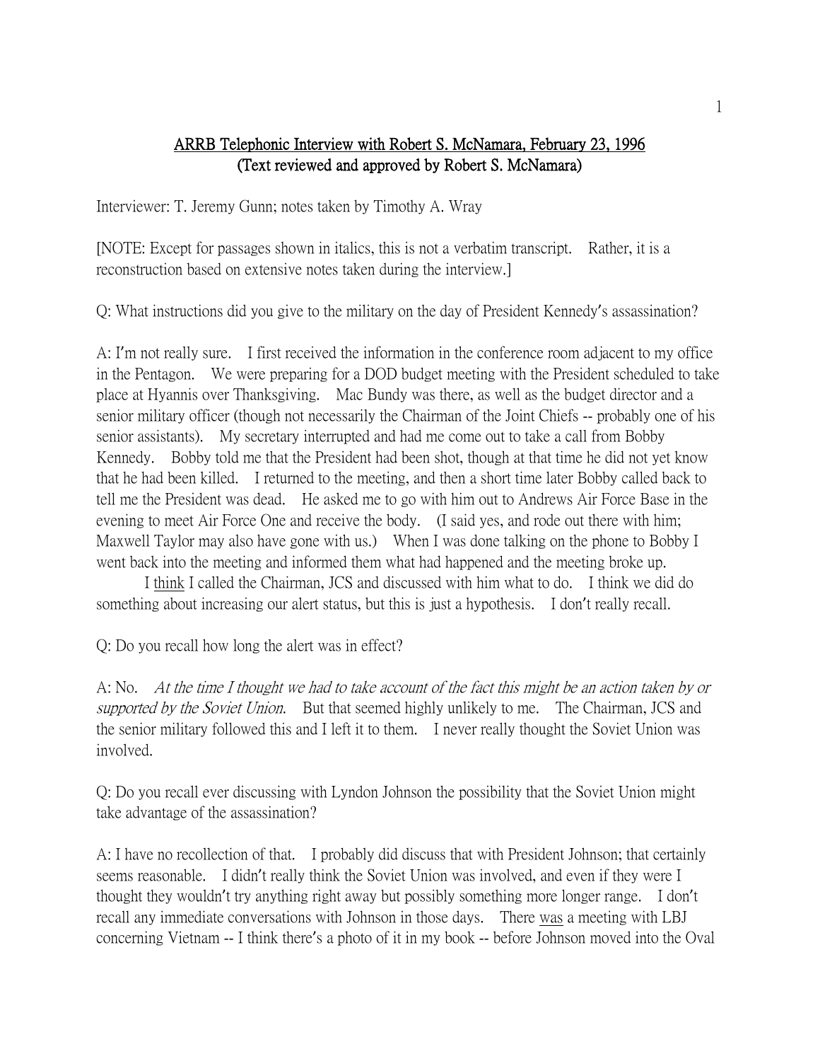**ARRB Telephonic Interview with Robert S. McNamara, February 23, 1996**
**(Text reviewed and approved by Robert S. McNamara)**

Interviewer: T. Jeremy Gunn; notes taken by Timothy A. Wray

[NOTE: Except for passages shown in italics, this is not a verbatim transcript. Rather, it is a reconstruction based on extensive notes taken during the interview.]

Q: What instructions did you give to the military on the day of President Kennedy's assassination?

A: I'm not really sure. I first received the information in the conference room adjacent to my office in the Pentagon. We were preparing for a DOD budget meeting with the President scheduled to take place at Hyannis over Thanksgiving. Mac Bundy was there, as well as the budget director and a senior military officer (though not necessarily the Chairman of the Joint Chiefs -- probably one of his senior assistants). My secretary interrupted and had me come out to take a call from Bobby Kennedy. Bobby told me that the President had been shot, though at that time he did not yet know that he had been killed. I returned to the meeting, and then a short time later Bobby called back to tell me the President was dead. He asked me to go with him out to Andrews Air Force Base in the evening to meet Air Force One and receive the body. (I said yes, and rode out there with him; Maxwell Taylor may also have gone with us.) When I was done talking on the phone to Bobby I went back into the meeting and informed them what had happened and the meeting broke up.

I think I called the Chairman, JCS and discussed with him what to do. I think we did do something about increasing our alert status, but this is just a hypothesis. I don't really recall.

Q: Do you recall how long the alert was in effect?

A: No. *At the time I thought we had to take account of the fact this might be an action taken by or supported by the Soviet Union.* But that seemed highly unlikely to me. The Chairman, JCS and the senior military followed this and I left it to them. I never really thought the Soviet Union was involved.

Q: Do you recall ever discussing with Lyndon Johnson the possibility that the Soviet Union might take advantage of the assassination?

A: I have no recollection of that. I probably did discuss that with President Johnson; that certainly seems reasonable. I didn't really think the Soviet Union was involved, and even if they were I thought they wouldn't try anything right away but possibly something more longer range. I don't recall any immediate conversations with Johnson in those days. There was a meeting with LBJ concerning Vietnam -- I think there's a photo of it in my book -- before Johnson moved into the Oval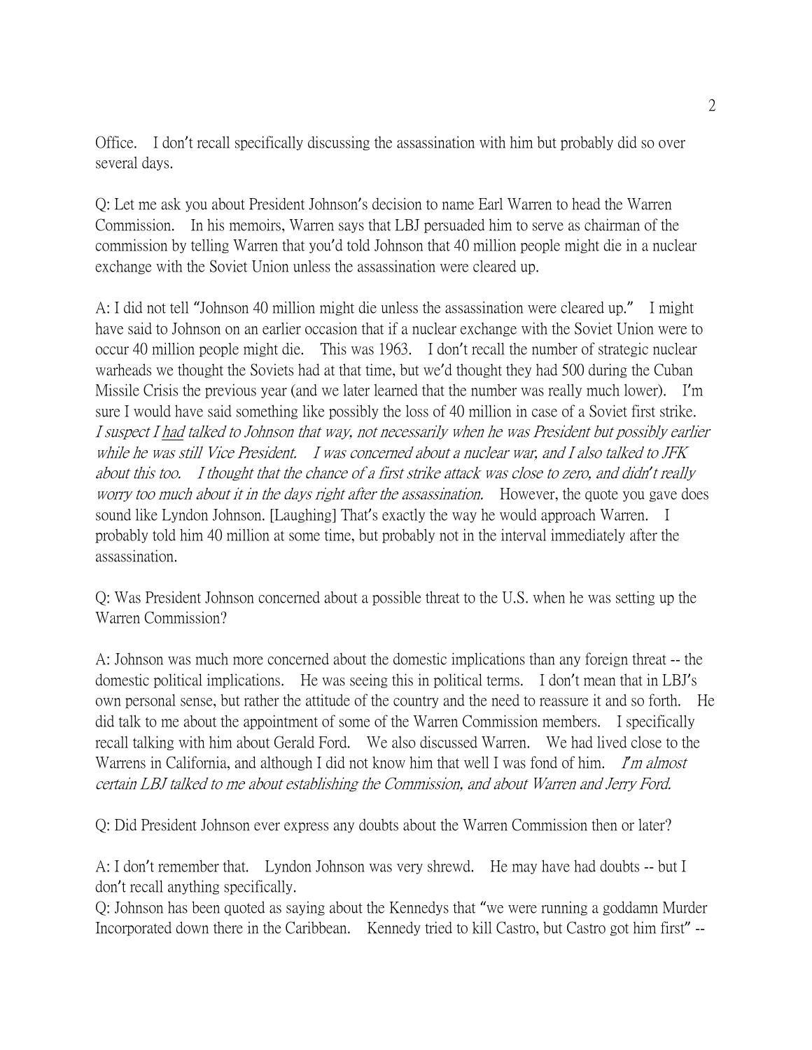Office. I don't recall specifically discussing the assassination with him but probably did so over several days.

Q: Let me ask you about President Johnson's decision to name Earl Warren to head the Warren Commission. In his memoirs, Warren says that LBJ persuaded him to serve as chairman of the commission by telling Warren that you'd told Johnson that 40 million people might die in a nuclear exchange with the Soviet Union unless the assassination were cleared up.

A: I did not tell "Johnson 40 million might die unless the assassination were cleared up." I might have said to Johnson on an earlier occasion that if a nuclear exchange with the Soviet Union were to occur 40 million people might die. This was 1963. I don't recall the number of strategic nuclear warheads we thought the Soviets had at that time, but we'd thought they had 500 during the Cuban Missile Crisis the previous year (and we later learned that the number was really much lower). I'm sure I would have said something like possibly the loss of 40 million in case of a Soviet first strike. *I suspect I <u>had</u> talked to Johnson that way, not necessarily when he was President but possibly earlier while he was still Vice President. I was concerned about a nuclear war, and I also talked to JFK about this too. I thought that the chance of a first strike attack was close to zero, and didn't really worry too much about it in the days right after the assassination.* However, the quote you gave does sound like Lyndon Johnson. [Laughing] That's exactly the way he would approach Warren. I probably told him 40 million at some time, but probably not in the interval immediately after the assassination.

Q: Was President Johnson concerned about a possible threat to the U.S. when he was setting up the Warren Commission?

A: Johnson was much more concerned about the domestic implications than any foreign threat -- the domestic political implications. He was seeing this in political terms. I don't mean that in LBJ's own personal sense, but rather the attitude of the country and the need to reassure it and so forth. He did talk to me about the appointment of some of the Warren Commission members. I specifically recall talking with him about Gerald Ford. We also discussed Warren. We had lived close to the Warrens in California, and although I did not know him that well I was fond of him. *I'm almost certain LBJ talked to me about establishing the Commission, and about Warren and Jerry Ford.*

Q: Did President Johnson ever express any doubts about the Warren Commission then or later?

A: I don't remember that. Lyndon Johnson was very shrewd. He may have had doubts -- but I don't recall anything specifically.

Q: Johnson has been quoted as saying about the Kennedys that "we were running a goddamn Murder Incorporated down there in the Caribbean. Kennedy tried to kill Castro, but Castro got him first" --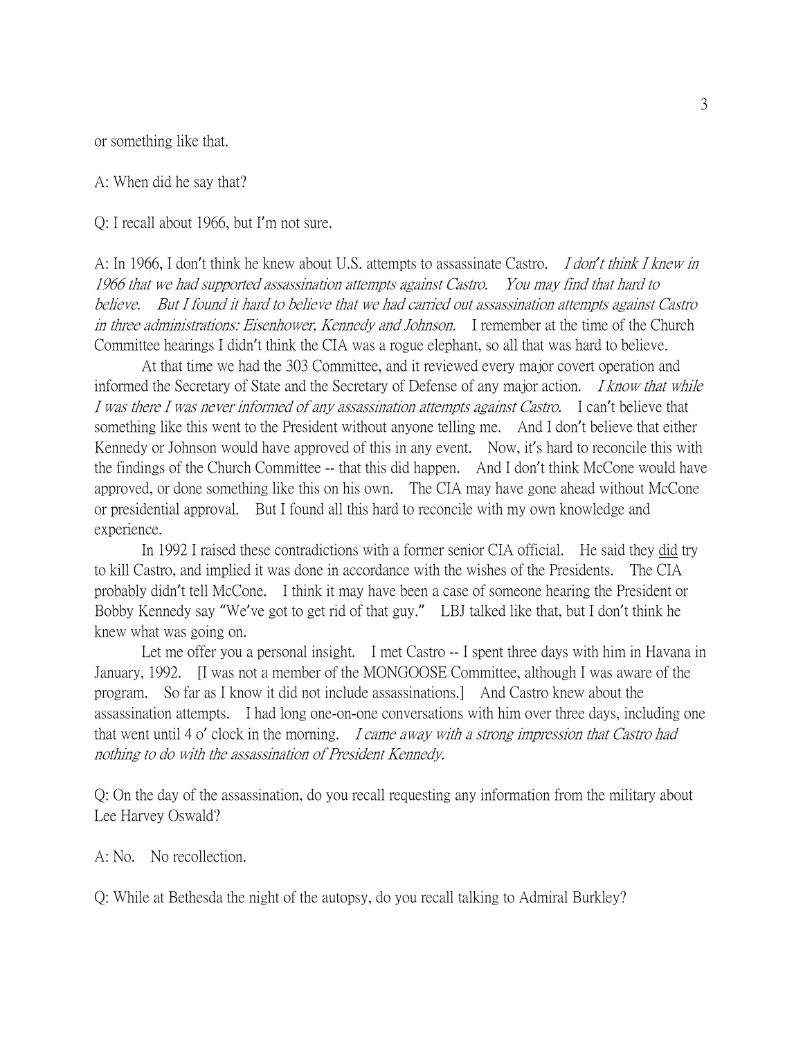or something like that.

A: When did he say that?

Q: I recall about 1966, but I'm not sure.

A: In 1966, I don't think he knew about U.S. attempts to assassinate Castro. *I don't think I knew in 1966 that we had supported assassination attempts against Castro. You may find that hard to believe. But I found it hard to believe that we had carried out assassination attempts against Castro in three administrations: Eisenhower, Kennedy and Johnson.* I remember at the time of the Church Committee hearings I didn't think the CIA was a rogue elephant, so all that was hard to believe.

At that time we had the 303 Committee, and it reviewed every major covert operation and informed the Secretary of State and the Secretary of Defense of any major action. *I know that while I was there I was never informed of any assassination attempts against Castro.* I can't believe that something like this went to the President without anyone telling me. And I don't believe that either Kennedy or Johnson would have approved of this in any event. Now, it's hard to reconcile this with the findings of the Church Committee -- that this did happen. And I don't think McCone would have approved, or done something like this on his own. The CIA may have gone ahead without McCone or presidential approval. But I found all this hard to reconcile with my own knowledge and experience.

In 1992 I raised these contradictions with a former senior CIA official. He said they <u>did</u> try to kill Castro, and implied it was done in accordance with the wishes of the Presidents. The CIA probably didn't tell McCone. I think it may have been a case of someone hearing the President or Bobby Kennedy say "We've got to get rid of that guy." LBJ talked like that, but I don't think he knew what was going on.

Let me offer you a personal insight. I met Castro -- I spent three days with him in Havana in January, 1992. [I was not a member of the MONGOOSE Committee, although I was aware of the program. So far as I know it did not include assassinations.] And Castro knew about the assassination attempts. I had long one-on-one conversations with him over three days, including one that went until 4 o' clock in the morning. *I came away with a strong impression that Castro had nothing to do with the assassination of President Kennedy.*

Q: On the day of the assassination, do you recall requesting any information from the military about Lee Harvey Oswald?

A: No. No recollection.

Q: While at Bethesda the night of the autopsy, do you recall talking to Admiral Burkley?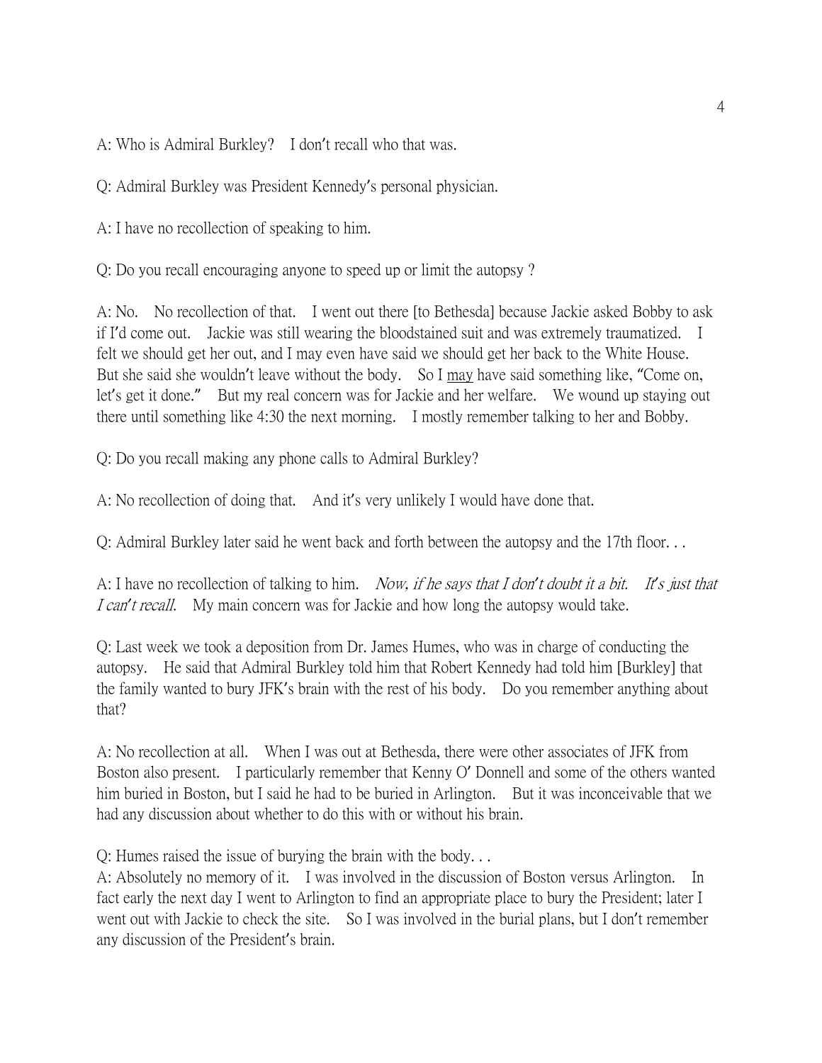A: Who is Admiral Burkley? I don't recall who that was.

Q: Admiral Burkley was President Kennedy's personal physician.

A: I have no recollection of speaking to him.

Q: Do you recall encouraging anyone to speed up or limit the autopsy ?

A: No. No recollection of that. I went out there [to Bethesda] because Jackie asked Bobby to ask if I'd come out. Jackie was still wearing the bloodstained suit and was extremely traumatized. I felt we should get her out, and I may even have said we should get her back to the White House. But she said she wouldn't leave without the body. So I <u>may</u> have said something like, "Come on, let's get it done." But my real concern was for Jackie and her welfare. We wound up staying out there until something like 4:30 the next morning. I mostly remember talking to her and Bobby.

Q: Do you recall making any phone calls to Admiral Burkley?

A: No recollection of doing that. And it's very unlikely I would have done that.

Q: Admiral Burkley later said he went back and forth between the autopsy and the 17th floor. . .

A: I have no recollection of talking to him. *Now, if he says that I don't doubt it a bit. It's just that I can't recall.* My main concern was for Jackie and how long the autopsy would take.

Q: Last week we took a deposition from Dr. James Humes, who was in charge of conducting the autopsy. He said that Admiral Burkley told him that Robert Kennedy had told him [Burkley] that the family wanted to bury JFK's brain with the rest of his body. Do you remember anything about that?

A: No recollection at all. When I was out at Bethesda, there were other associates of JFK from Boston also present. I particularly remember that Kenny O' Donnell and some of the others wanted him buried in Boston, but I said he had to be buried in Arlington. But it was inconceivable that we had any discussion about whether to do this with or without his brain.

Q: Humes raised the issue of burying the brain with the body. . .

A: Absolutely no memory of it. I was involved in the discussion of Boston versus Arlington. In fact early the next day I went to Arlington to find an appropriate place to bury the President; later I went out with Jackie to check the site. So I was involved in the burial plans, but I don't remember any discussion of the President's brain.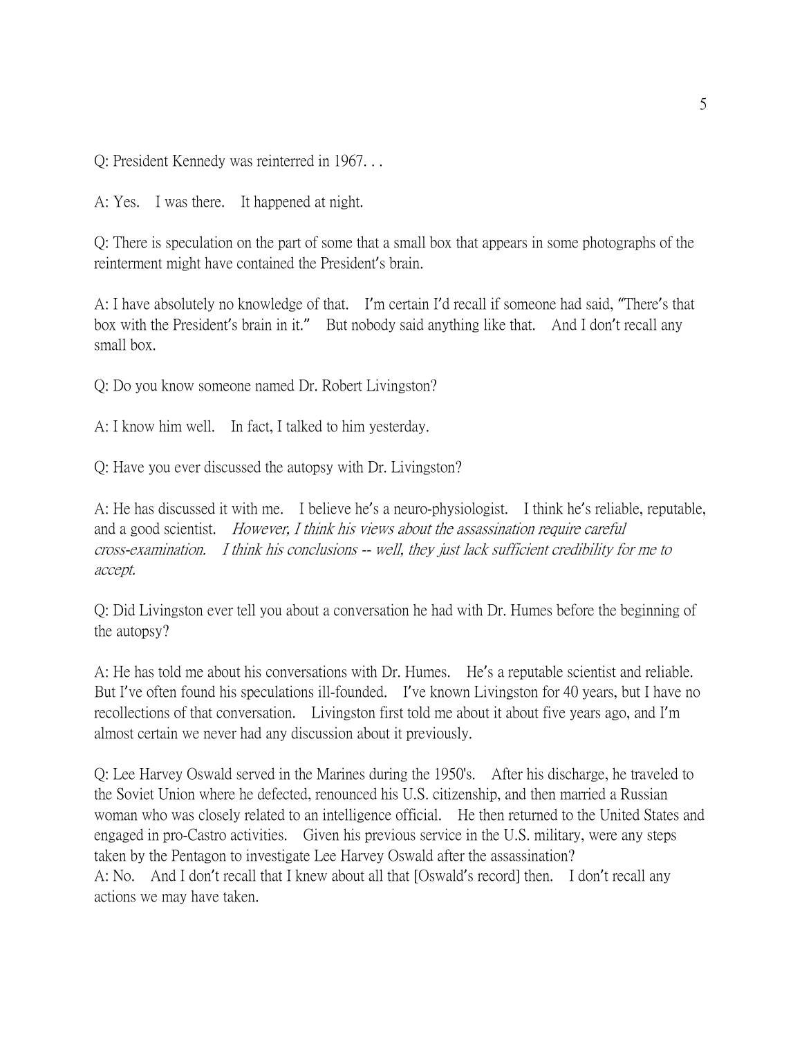Q: President Kennedy was reinterred in 1967. . .

A: Yes. I was there. It happened at night.

Q: There is speculation on the part of some that a small box that appears in some photographs of the reinterment might have contained the President's brain.

A: I have absolutely no knowledge of that. I'm certain I'd recall if someone had said, "There's that box with the President's brain in it." But nobody said anything like that. And I don't recall any small box.

Q: Do you know someone named Dr. Robert Livingston?

A: I know him well. In fact, I talked to him yesterday.

Q: Have you ever discussed the autopsy with Dr. Livingston?

A: He has discussed it with me. I believe he's a neuro-physiologist. I think he's reliable, reputable, and a good scientist. *However, I think his views about the assassination require careful cross-examination. I think his conclusions -- well, they just lack sufficient credibility for me to accept.*

Q: Did Livingston ever tell you about a conversation he had with Dr. Humes before the beginning of the autopsy?

A: He has told me about his conversations with Dr. Humes. He's a reputable scientist and reliable. But I've often found his speculations ill-founded. I've known Livingston for 40 years, but I have no recollections of that conversation. Livingston first told me about it about five years ago, and I'm almost certain we never had any discussion about it previously.

Q: Lee Harvey Oswald served in the Marines during the 1950's. After his discharge, he traveled to the Soviet Union where he defected, renounced his U.S. citizenship, and then married a Russian woman who was closely related to an intelligence official. He then returned to the United States and engaged in pro-Castro activities. Given his previous service in the U.S. military, were any steps taken by the Pentagon to investigate Lee Harvey Oswald after the assassination?

A: No. And I don't recall that I knew about all that [Oswald's record] then. I don't recall any actions we may have taken.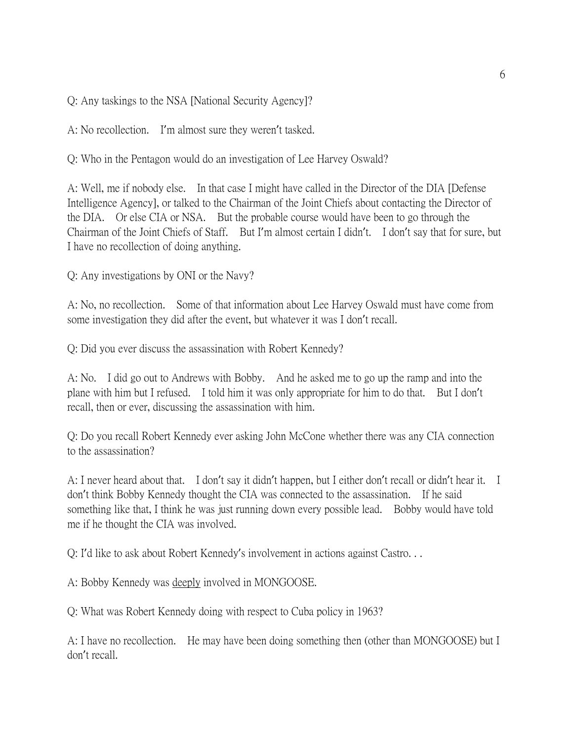Q: Any taskings to the NSA [National Security Agency]?

A: No recollection. I'm almost sure they weren't tasked.

Q: Who in the Pentagon would do an investigation of Lee Harvey Oswald?

A: Well, me if nobody else. In that case I might have called in the Director of the DIA [Defense Intelligence Agency], or talked to the Chairman of the Joint Chiefs about contacting the Director of the DIA. Or else CIA or NSA. But the probable course would have been to go through the Chairman of the Joint Chiefs of Staff. But I'm almost certain I didn't. I don't say that for sure, but I have no recollection of doing anything.

Q: Any investigations by ONI or the Navy?

A: No, no recollection. Some of that information about Lee Harvey Oswald must have come from some investigation they did after the event, but whatever it was I don't recall.

Q: Did you ever discuss the assassination with Robert Kennedy?

A: No. I did go out to Andrews with Bobby. And he asked me to go up the ramp and into the plane with him but I refused. I told him it was only appropriate for him to do that. But I don't recall, then or ever, discussing the assassination with him.

Q: Do you recall Robert Kennedy ever asking John McCone whether there was any CIA connection to the assassination?

A: I never heard about that. I don't say it didn't happen, but I either don't recall or didn't hear it. I don't think Bobby Kennedy thought the CIA was connected to the assassination. If he said something like that, I think he was just running down every possible lead. Bobby would have told me if he thought the CIA was involved.

Q: I'd like to ask about Robert Kennedy's involvement in actions against Castro. . .

A: Bobby Kennedy was <u>deeply</u> involved in MONGOOSE.

Q: What was Robert Kennedy doing with respect to Cuba policy in 1963?

A: I have no recollection. He may have been doing something then (other than MONGOOSE) but I don't recall.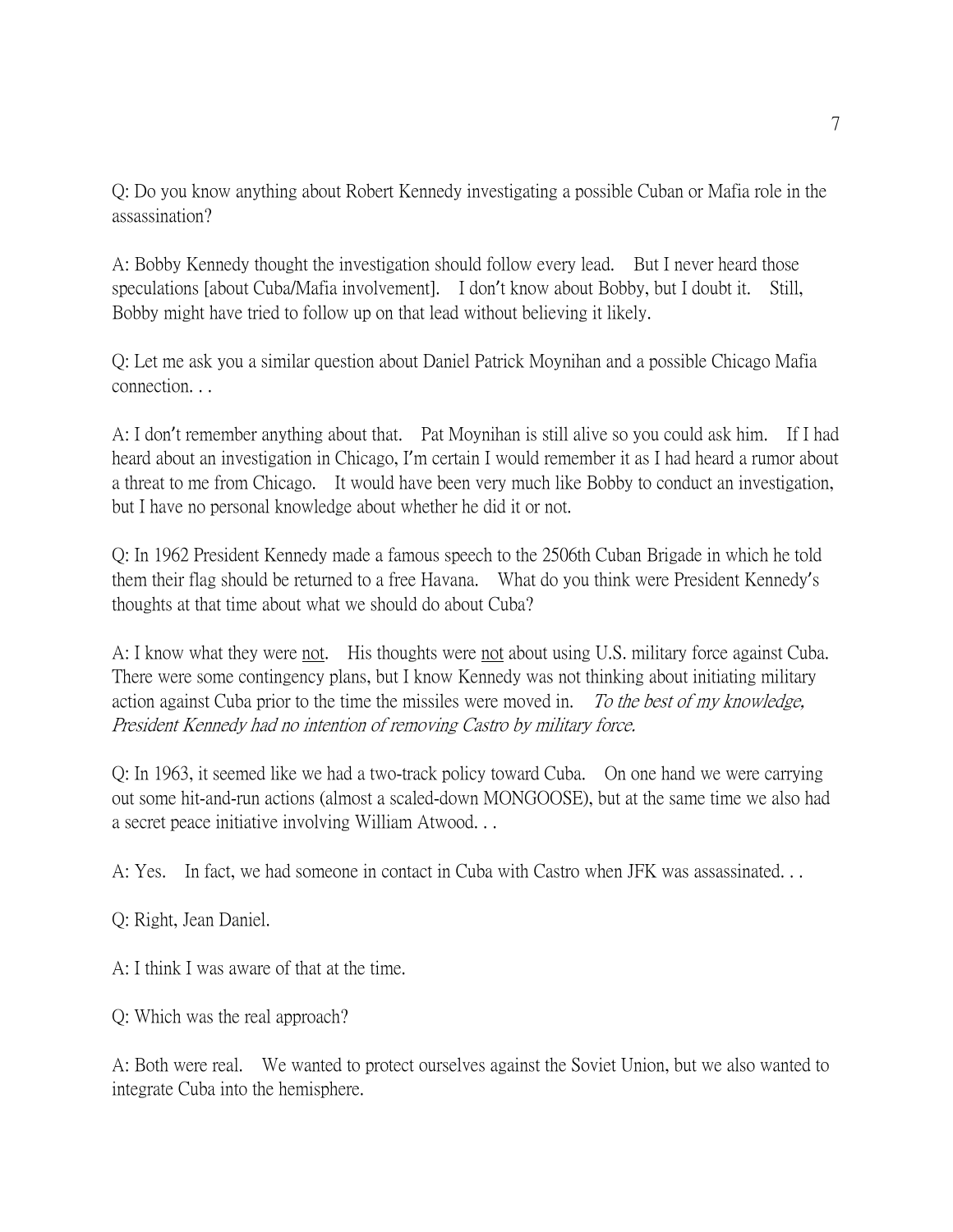Q: Do you know anything about Robert Kennedy investigating a possible Cuban or Mafia role in the assassination?

A: Bobby Kennedy thought the investigation should follow every lead. But I never heard those speculations [about Cuba/Mafia involvement]. I don't know about Bobby, but I doubt it. Still, Bobby might have tried to follow up on that lead without believing it likely.

Q: Let me ask you a similar question about Daniel Patrick Moynihan and a possible Chicago Mafia connection. . .

A: I don't remember anything about that. Pat Moynihan is still alive so you could ask him. If I had heard about an investigation in Chicago, I'm certain I would remember it as I had heard a rumor about a threat to me from Chicago. It would have been very much like Bobby to conduct an investigation, but I have no personal knowledge about whether he did it or not.

Q: In 1962 President Kennedy made a famous speech to the 2506th Cuban Brigade in which he told them their flag should be returned to a free Havana. What do you think were President Kennedy's thoughts at that time about what we should do about Cuba?

A: I know what they were <u>not</u>. His thoughts were <u>not</u> about using U.S. military force against Cuba. There were some contingency plans, but I know Kennedy was not thinking about initiating military action against Cuba prior to the time the missiles were moved in. *To the best of my knowledge, President Kennedy had no intention of removing Castro by military force.*

Q: In 1963, it seemed like we had a two-track policy toward Cuba. On one hand we were carrying out some hit-and-run actions (almost a scaled-down MONGOOSE), but at the same time we also had a secret peace initiative involving William Atwood. . .

A: Yes. In fact, we had someone in contact in Cuba with Castro when JFK was assassinated. . .

Q: Right, Jean Daniel.

A: I think I was aware of that at the time.

Q: Which was the real approach?

A: Both were real. We wanted to protect ourselves against the Soviet Union, but we also wanted to integrate Cuba into the hemisphere.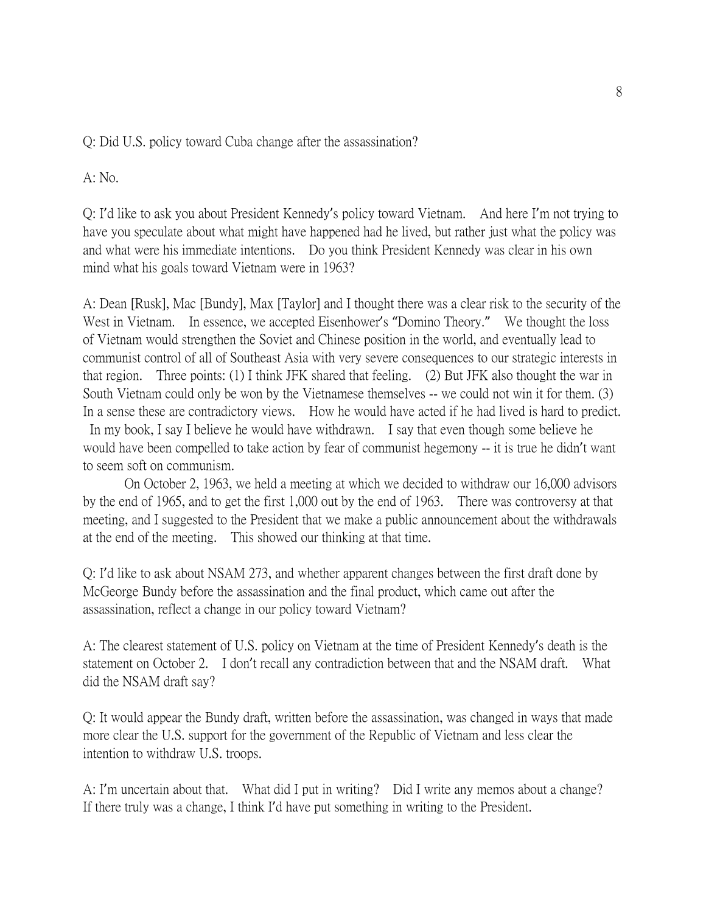Q: Did U.S. policy toward Cuba change after the assassination?

A: No.

Q: I'd like to ask you about President Kennedy's policy toward Vietnam. And here I'm not trying to have you speculate about what might have happened had he lived, but rather just what the policy was and what were his immediate intentions. Do you think President Kennedy was clear in his own mind what his goals toward Vietnam were in 1963?

A: Dean [Rusk], Mac [Bundy], Max [Taylor] and I thought there was a clear risk to the security of the West in Vietnam. In essence, we accepted Eisenhower's "Domino Theory." We thought the loss of Vietnam would strengthen the Soviet and Chinese position in the world, and eventually lead to communist control of all of Southeast Asia with very severe consequences to our strategic interests in that region. Three points: (1) I think JFK shared that feeling. (2) But JFK also thought the war in South Vietnam could only be won by the Vietnamese themselves -- we could not win it for them. (3) In a sense these are contradictory views. How he would have acted if he had lived is hard to predict. In my book, I say I believe he would have withdrawn. I say that even though some believe he would have been compelled to take action by fear of communist hegemony -- it is true he didn't want to seem soft on communism.

On October 2, 1963, we held a meeting at which we decided to withdraw our 16,000 advisors by the end of 1965, and to get the first 1,000 out by the end of 1963. There was controversy at that meeting, and I suggested to the President that we make a public announcement about the withdrawals at the end of the meeting. This showed our thinking at that time.

Q: I'd like to ask about NSAM 273, and whether apparent changes between the first draft done by McGeorge Bundy before the assassination and the final product, which came out after the assassination, reflect a change in our policy toward Vietnam?

A: The clearest statement of U.S. policy on Vietnam at the time of President Kennedy's death is the statement on October 2. I don't recall any contradiction between that and the NSAM draft. What did the NSAM draft say?

Q: It would appear the Bundy draft, written before the assassination, was changed in ways that made more clear the U.S. support for the government of the Republic of Vietnam and less clear the intention to withdraw U.S. troops.

A: I'm uncertain about that. What did I put in writing? Did I write any memos about a change? If there truly was a change, I think I'd have put something in writing to the President.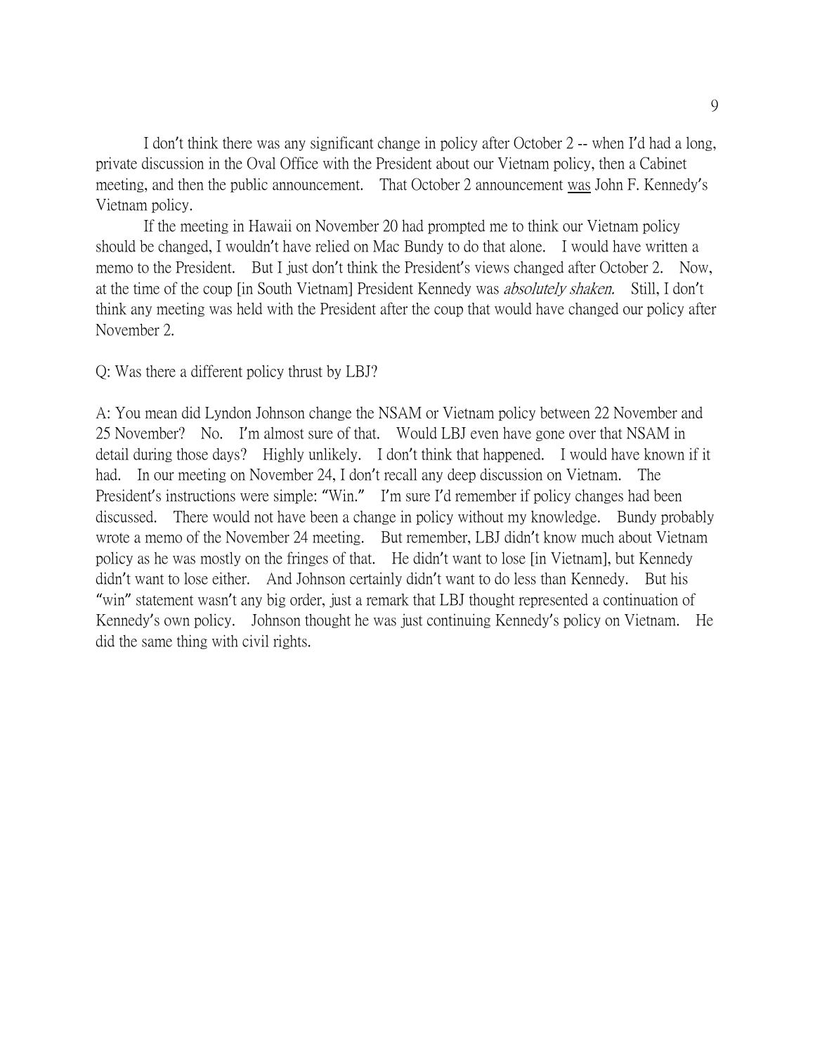I don't think there was any significant change in policy after October 2 -- when I'd had a long, private discussion in the Oval Office with the President about our Vietnam policy, then a Cabinet meeting, and then the public announcement. That October 2 announcement <u>was</u> John F. Kennedy's Vietnam policy.

If the meeting in Hawaii on November 20 had prompted me to think our Vietnam policy should be changed, I wouldn't have relied on Mac Bundy to do that alone. I would have written a memo to the President. But I just don't think the President's views changed after October 2. Now, at the time of the coup [in South Vietnam] President Kennedy was *absolutely shaken.* Still, I don't think any meeting was held with the President after the coup that would have changed our policy after November 2.

Q: Was there a different policy thrust by LBJ?

A: You mean did Lyndon Johnson change the NSAM or Vietnam policy between 22 November and 25 November? No. I'm almost sure of that. Would LBJ even have gone over that NSAM in detail during those days? Highly unlikely. I don't think that happened. I would have known if it had. In our meeting on November 24, I don't recall any deep discussion on Vietnam. The President's instructions were simple: "Win." I'm sure I'd remember if policy changes had been discussed. There would not have been a change in policy without my knowledge. Bundy probably wrote a memo of the November 24 meeting. But remember, LBJ didn't know much about Vietnam policy as he was mostly on the fringes of that. He didn't want to lose [in Vietnam], but Kennedy didn't want to lose either. And Johnson certainly didn't want to do less than Kennedy. But his "win" statement wasn't any big order, just a remark that LBJ thought represented a continuation of Kennedy's own policy. Johnson thought he was just continuing Kennedy's policy on Vietnam. He did the same thing with civil rights.